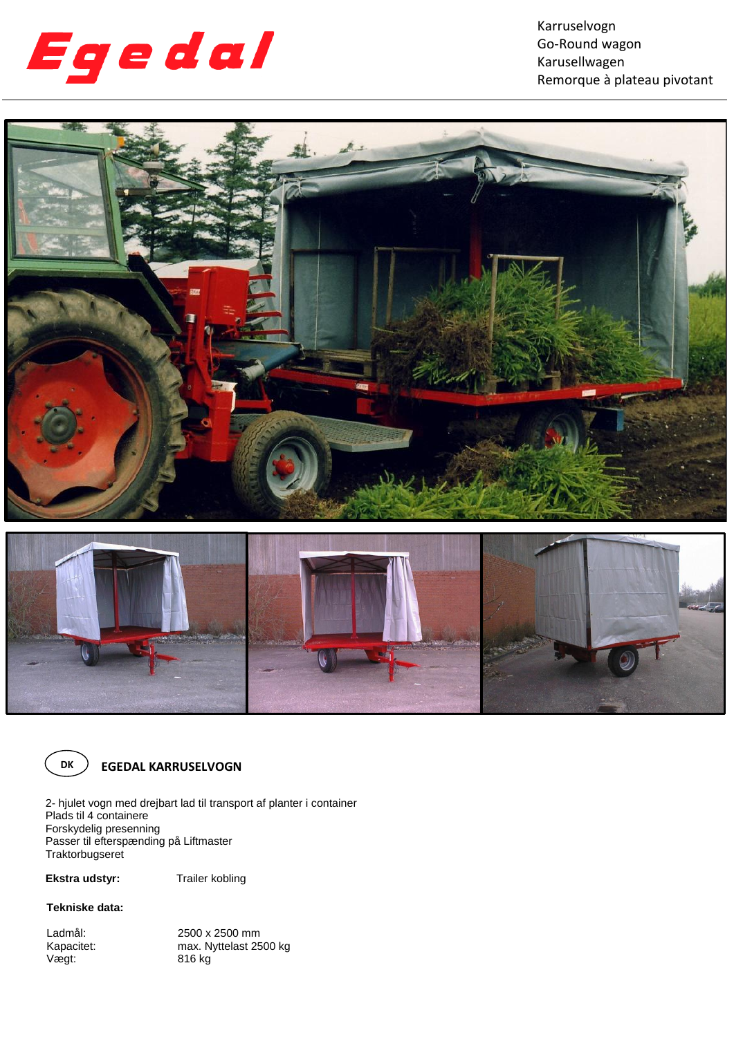# Egedal

Karruselvogn
Go-Round wagon
Karusellwagen
Remorque à plateau pivotant

DK

## EGEDAL KARRUSELVOGN

2- hjulet vogn med drejbart lad til transport af planter i container
Plads til 4 containere
Forskydelig presenning
Passer til efterspænding på Liftmaster
Traktorbugseret

| **Ekstra udstyr:** | Trailer kobling |
|---|---|

**Tekniske data:**

| | |
|---|---|
| Ladmål: | 2500 x 2500 mm |
| Kapacitet: | max. Nyttelast 2500 kg |
| Vægt: | 816 kg |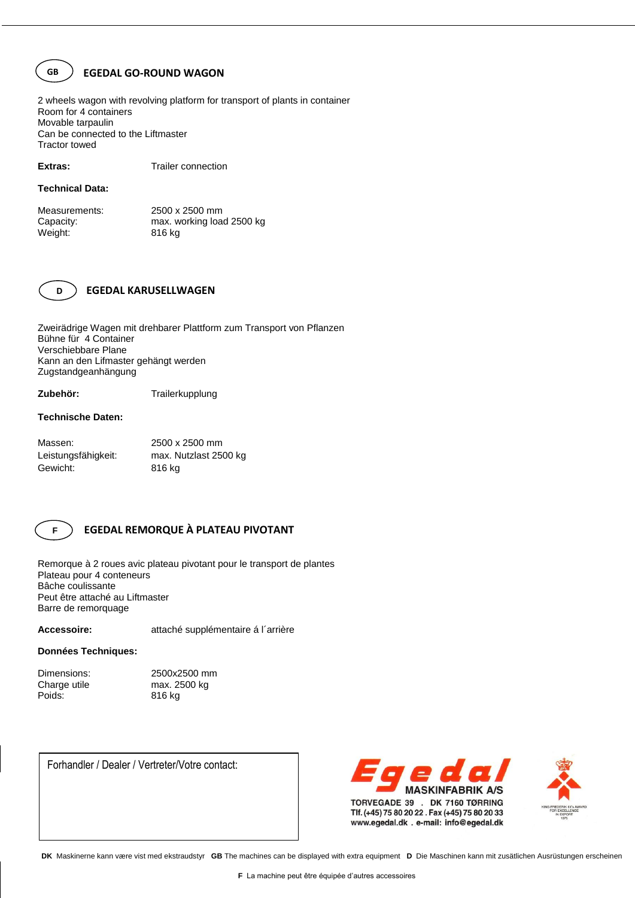## GB EGEDAL GO-ROUND WAGON

2 wheels wagon with revolving platform for transport of plants in container
Room for 4 containers
Movable tarpaulin
Can be connected to the Liftmaster
Tractor towed

**Extras:** Trailer connection

**Technical Data:**

| | |
|---|---|
| Measurements: | 2500 x 2500 mm |
| Capacity: | max. working load 2500 kg |
| Weight: | 816 kg |

## D EGEDAL KARUSELLWAGEN

Zweirädrige Wagen mit drehbarer Plattform zum Transport von Pflanzen
Bühne für 4 Container
Verschiebbare Plane
Kann an den Lifmaster gehängt werden
Zugstandgeanhängung

**Zubehör:** Trailerkupplung

**Technische Daten:**

| | |
|---|---|
| Massen: | 2500 x 2500 mm |
| Leistungsfähigkeit: | max. Nutzlast 2500 kg |
| Gewicht: | 816 kg |

## F EGEDAL REMORQUE À PLATEAU PIVOTANT

Remorque à 2 roues avic plateau pivotant pour le transport de plantes
Plateau pour 4 conteneurs
Bâche coulissante
Peut être attaché au Liftmaster
Barre de remorquage

**Accessoire:** attaché supplémentaire á l´arrière

**Données Techniques:**

| | |
|---|---|
| Dimensions: | 2500x2500 mm |
| Charge utile | max. 2500 kg |
| Poids: | 816 kg |

Forhandler / Dealer / Vertreter/Votre contact:

Egedal MASKINFABRIK A/S
TORVEGADE 39 . DK 7160 TØRRING
Tlf. (+45) 75 80 20 22 . Fax (+45) 75 80 20 33
www.egedal.dk . e-mail: info@egedal.dk

KING FREDERIK IX's AWARD FOR EXCELLENCE IN EXPORT 1975

**DK** Maskinerne kann være vist med ekstraudstyr **GB** The machines can be displayed with extra equipment **D** Die Maschinen kann mit zusätlichen Ausrüstungen erscheinen

**F** La machine peut être équipée d'autres accessoires